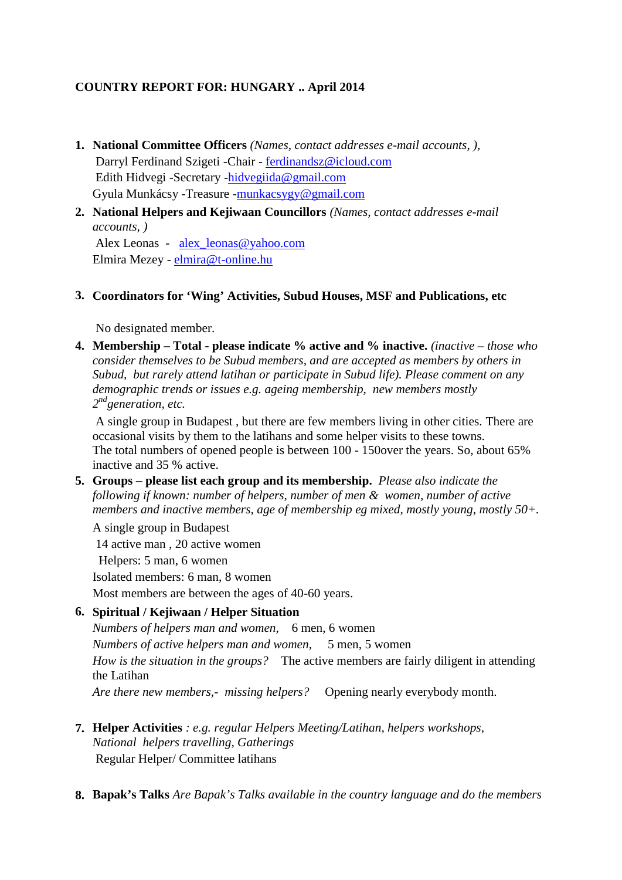**COUNTRY REPORT FOR: HUNGARY .. April 2014**

1. **National Committee Officers** *(Names, contact addresses e-mail accounts, ),*
   Darryl Ferdinand Szigeti -Chair - ferdinandsz@icloud.com
   Edith Hidvegi -Secretary -hidvegiida@gmail.com
   Gyula Munkácsy -Treasure -munkacsygy@gmail.com

2. **National Helpers and Kejiwaan Councillors** *(Names, contact addresses e-mail accounts, )*
   Alex Leonas - alex_leonas@yahoo.com
   Elmira Mezey - elmira@t-online.hu

3. **Coordinators for 'Wing' Activities, Subud Houses, MSF and Publications, etc**

   No designated member.

4. **Membership – Total - please indicate % active and % inactive.** *(inactive – those who consider themselves to be Subud members, and are accepted as members by others in Subud, but rarely attend latihan or participate in Subud life). Please comment on any demographic trends or issues e.g. ageing membership, new members mostly 2nd generation, etc.*

   A single group in Budapest , but there are few members living in other cities. There are occasional visits by them to the latihans and some helper visits to these towns.
   The total numbers of opened people is between 100 - 150over the years. So, about 65% inactive and 35 % active.

5. **Groups – please list each group and its membership.** *Please also indicate the following if known: number of helpers, number of men & women, number of active members and inactive members, age of membership eg mixed, mostly young, mostly 50+.*

   A single group in Budapest
   14 active man , 20 active women
   Helpers: 5 man, 6 women
   Isolated members: 6 man, 8 women
   Most members are between the ages of 40-60 years.

6. **Spiritual / Kejiwaan / Helper Situation**
   *Numbers of helpers man and women,* 6 men, 6 women
   *Numbers of active helpers man and women,* 5 men, 5 women
   *How is the situation in the groups?* The active members are fairly diligent in attending the Latihan
   *Are there new members,- missing helpers?* Opening nearly everybody month.

7. **Helper Activities** *: e.g. regular Helpers Meeting/Latihan, helpers workshops, National helpers travelling, Gatherings*
   Regular Helper/ Committee latihans

8. **Bapak's Talks** *Are Bapak's Talks available in the country language and do the members*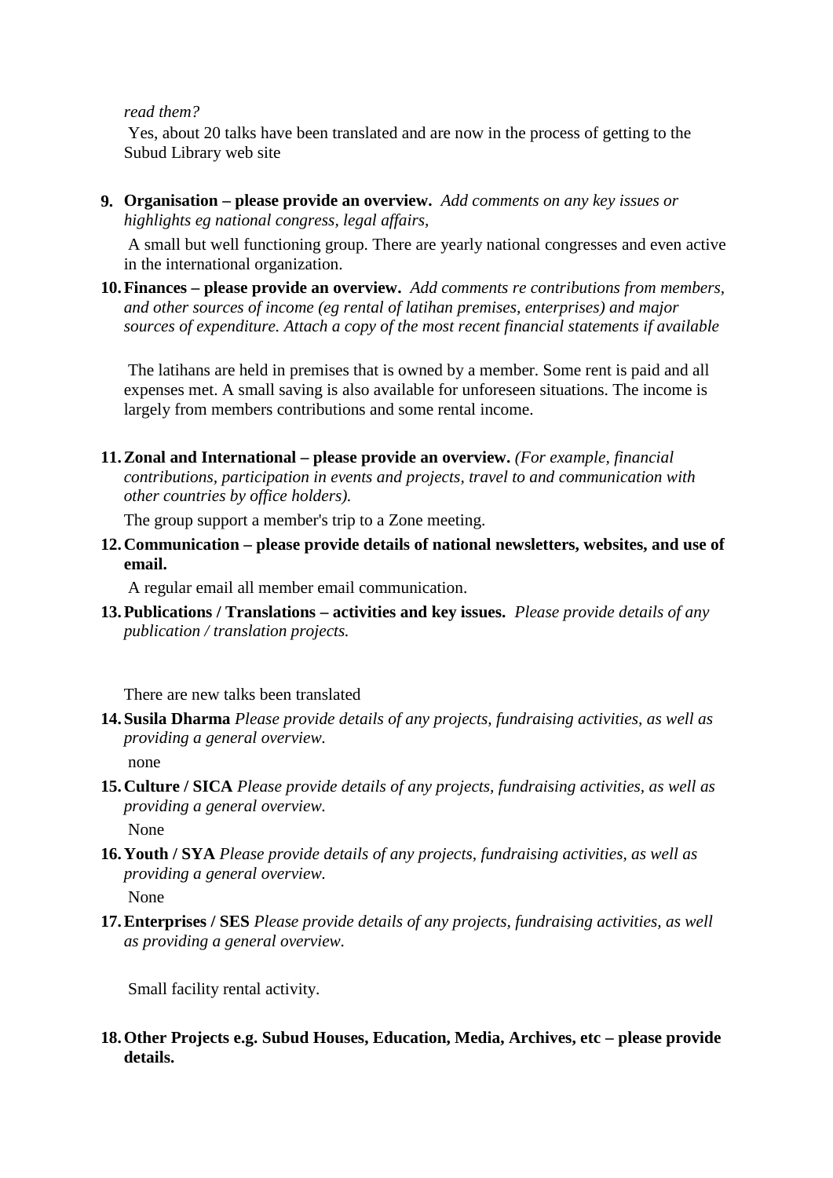*read them?*

Yes, about 20 talks have been translated and are now in the process of getting to the Subud Library web site

9. **Organisation – please provide an overview.** *Add comments on any key issues or highlights eg national congress, legal affairs,*

   A small but well functioning group. There are yearly national congresses and even active in the international organization.

10. **Finances – please provide an overview.** *Add comments re contributions from members, and other sources of income (eg rental of latihan premises, enterprises) and major sources of expenditure. Attach a copy of the most recent financial statements if available*

    The latihans are held in premises that is owned by a member. Some rent is paid and all expenses met. A small saving is also available for unforeseen situations. The income is largely from members contributions and some rental income.

11. **Zonal and International – please provide an overview.** *(For example, financial contributions, participation in events and projects, travel to and communication with other countries by office holders).*

    The group support a member's trip to a Zone meeting.

12. **Communication – please provide details of national newsletters, websites, and use of email.**

    A regular email all member email communication.

13. **Publications / Translations – activities and key issues.** *Please provide details of any publication / translation projects.*

    There are new talks been translated

14. **Susila Dharma** *Please provide details of any projects, fundraising activities, as well as providing a general overview.*

    none

15. **Culture / SICA** *Please provide details of any projects, fundraising activities, as well as providing a general overview.*

    None

16. **Youth / SYA** *Please provide details of any projects, fundraising activities, as well as providing a general overview.*

    None

17. **Enterprises / SES** *Please provide details of any projects, fundraising activities, as well as providing a general overview.*

    Small facility rental activity.

18. **Other Projects e.g. Subud Houses, Education, Media, Archives, etc – please provide details.**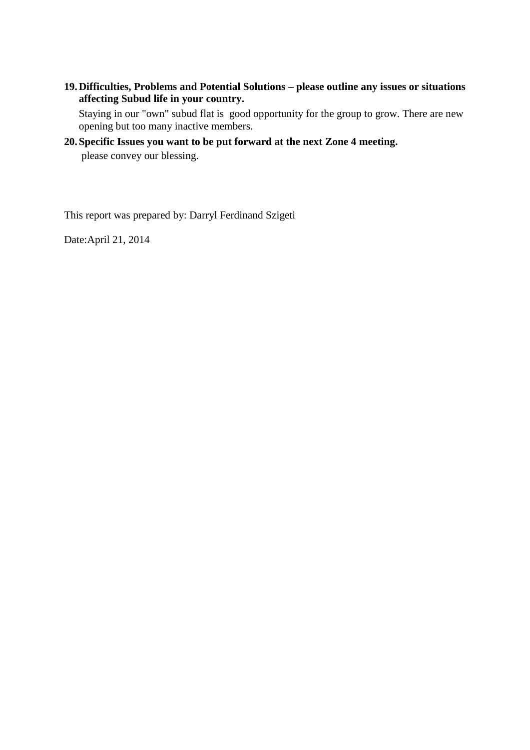19. **Difficulties, Problems and Potential Solutions – please outline any issues or situations affecting Subud life in your country.**

    Staying in our "own" subud flat is  good opportunity for the group to grow. There are new opening but too many inactive members.

20. **Specific Issues you want to be put forward at the next Zone 4 meeting.**

    please convey our blessing.

This report was prepared by: Darryl Ferdinand Szigeti

Date:April 21, 2014